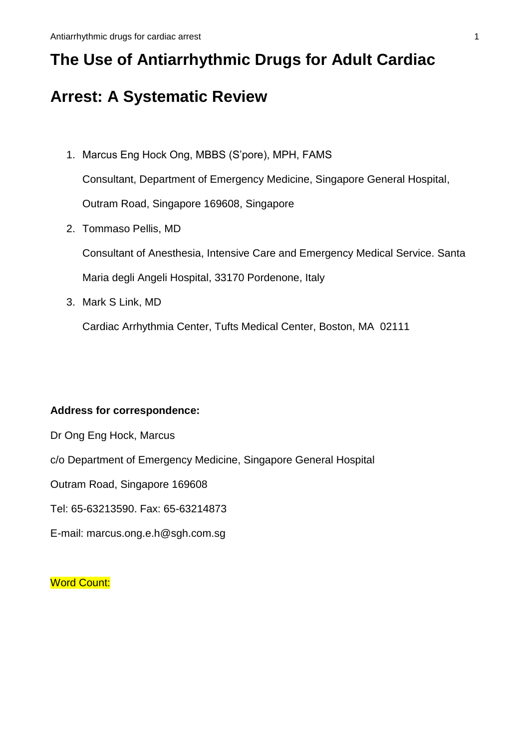# The Use of Antiarrhythmic Drugs for Adult Cardiac Arrest: A Systematic Review

1. Marcus Eng Hock Ong, MBBS (S'pore), MPH, FAMS

   Consultant, Department of Emergency Medicine, Singapore General Hospital, Outram Road, Singapore 169608, Singapore

2. Tommaso Pellis, MD

   Consultant of Anesthesia, Intensive Care and Emergency Medical Service. Santa Maria degli Angeli Hospital, 33170 Pordenone, Italy

3. Mark S Link, MD

   Cardiac Arrhythmia Center, Tufts Medical Center, Boston, MA 02111

**Address for correspondence:**

Dr Ong Eng Hock, Marcus

c/o Department of Emergency Medicine, Singapore General Hospital

Outram Road, Singapore 169608

Tel: 65-63213590. Fax: 65-63214873

E-mail: marcus.ong.e.h@sgh.com.sg

Word Count: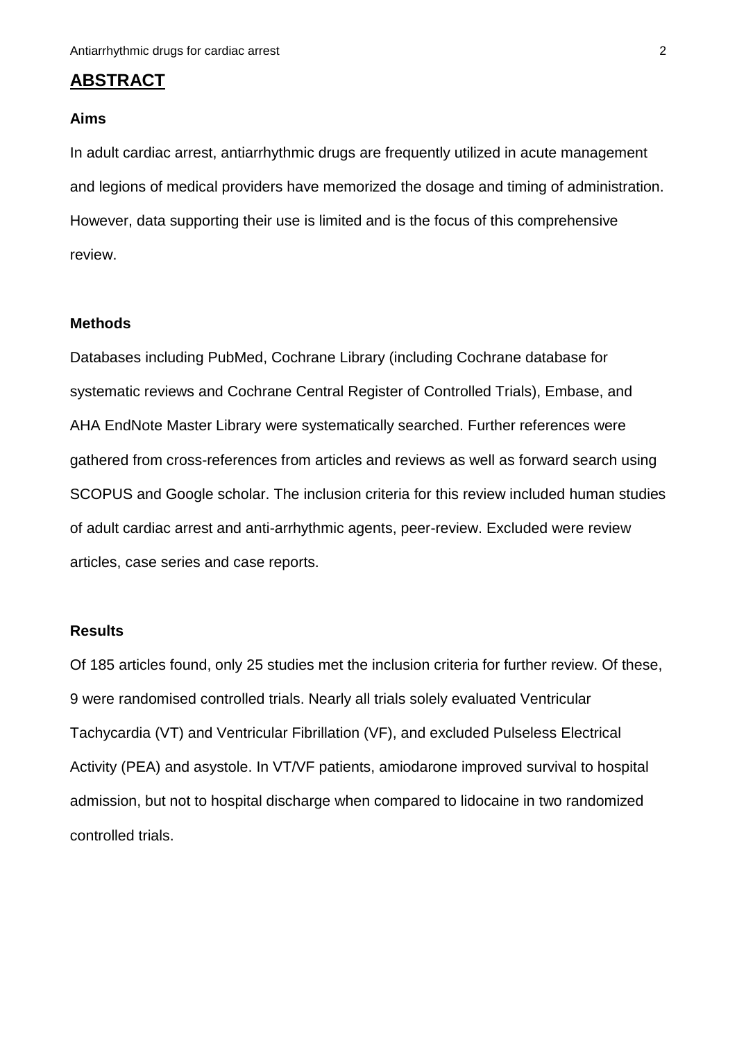## ABSTRACT

### Aims

In adult cardiac arrest, antiarrhythmic drugs are frequently utilized in acute management and legions of medical providers have memorized the dosage and timing of administration. However, data supporting their use is limited and is the focus of this comprehensive review.

### Methods

Databases including PubMed, Cochrane Library (including Cochrane database for systematic reviews and Cochrane Central Register of Controlled Trials), Embase, and AHA EndNote Master Library were systematically searched. Further references were gathered from cross-references from articles and reviews as well as forward search using SCOPUS and Google scholar. The inclusion criteria for this review included human studies of adult cardiac arrest and anti-arrhythmic agents, peer-review. Excluded were review articles, case series and case reports.

### Results

Of 185 articles found, only 25 studies met the inclusion criteria for further review. Of these, 9 were randomised controlled trials. Nearly all trials solely evaluated Ventricular Tachycardia (VT) and Ventricular Fibrillation (VF), and excluded Pulseless Electrical Activity (PEA) and asystole. In VT/VF patients, amiodarone improved survival to hospital admission, but not to hospital discharge when compared to lidocaine in two randomized controlled trials.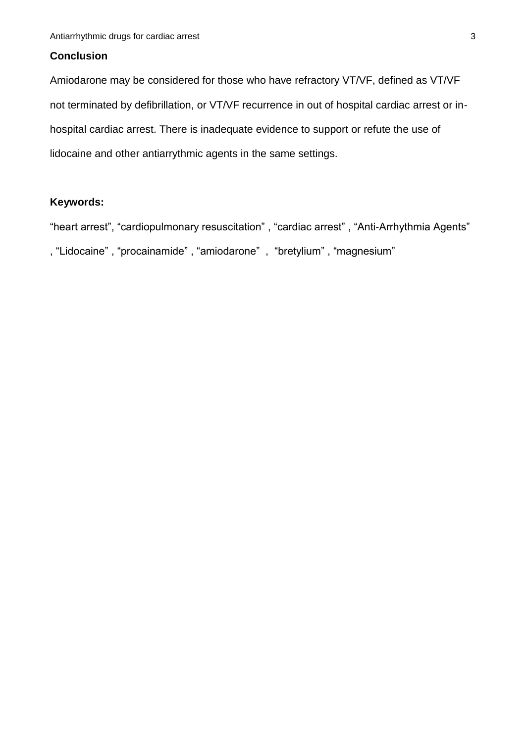## Conclusion

Amiodarone may be considered for those who have refractory VT/VF, defined as VT/VF not terminated by defibrillation, or VT/VF recurrence in out of hospital cardiac arrest or in-hospital cardiac arrest. There is inadequate evidence to support or refute the use of lidocaine and other antiarrythmic agents in the same settings.

## Keywords:

“heart arrest”, “cardiopulmonary resuscitation” , “cardiac arrest” , “Anti-Arrhythmia Agents” , “Lidocaine” , “procainamide” , “amiodarone” , “bretylium” , “magnesium”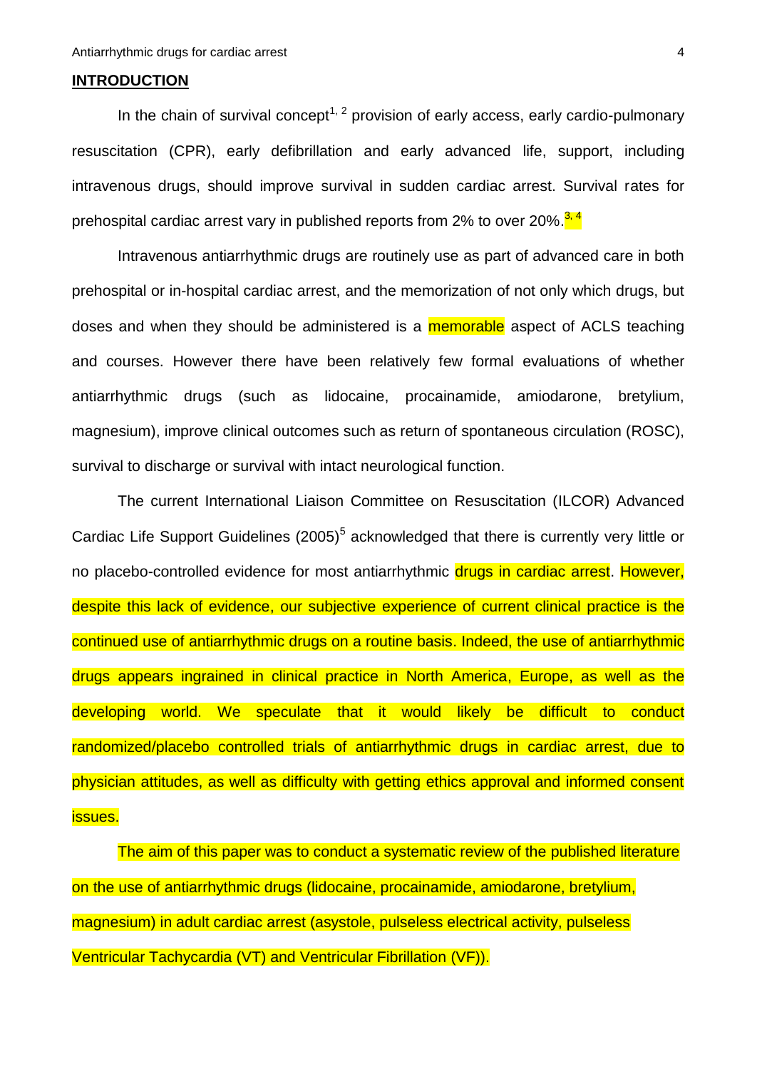## INTRODUCTION

In the chain of survival concept[1, 2] provision of early access, early cardio-pulmonary resuscitation (CPR), early defibrillation and early advanced life, support, including intravenous drugs, should improve survival in sudden cardiac arrest. Survival rates for prehospital cardiac arrest vary in published reports from 2% to over 20%.[3, 4]

Intravenous antiarrhythmic drugs are routinely use as part of advanced care in both prehospital or in-hospital cardiac arrest, and the memorization of not only which drugs, but doses and when they should be administered is a memorable aspect of ACLS teaching and courses. However there have been relatively few formal evaluations of whether antiarrhythmic drugs (such as lidocaine, procainamide, amiodarone, bretylium, magnesium), improve clinical outcomes such as return of spontaneous circulation (ROSC), survival to discharge or survival with intact neurological function.

The current International Liaison Committee on Resuscitation (ILCOR) Advanced Cardiac Life Support Guidelines (2005)[5] acknowledged that there is currently very little or no placebo-controlled evidence for most antiarrhythmic drugs in cardiac arrest. However, despite this lack of evidence, our subjective experience of current clinical practice is the continued use of antiarrhythmic drugs on a routine basis. Indeed, the use of antiarrhythmic drugs appears ingrained in clinical practice in North America, Europe, as well as the developing world. We speculate that it would likely be difficult to conduct randomized/placebo controlled trials of antiarrhythmic drugs in cardiac arrest, due to physician attitudes, as well as difficulty with getting ethics approval and informed consent issues.

The aim of this paper was to conduct a systematic review of the published literature on the use of antiarrhythmic drugs (lidocaine, procainamide, amiodarone, bretylium, magnesium) in adult cardiac arrest (asystole, pulseless electrical activity, pulseless Ventricular Tachycardia (VT) and Ventricular Fibrillation (VF)).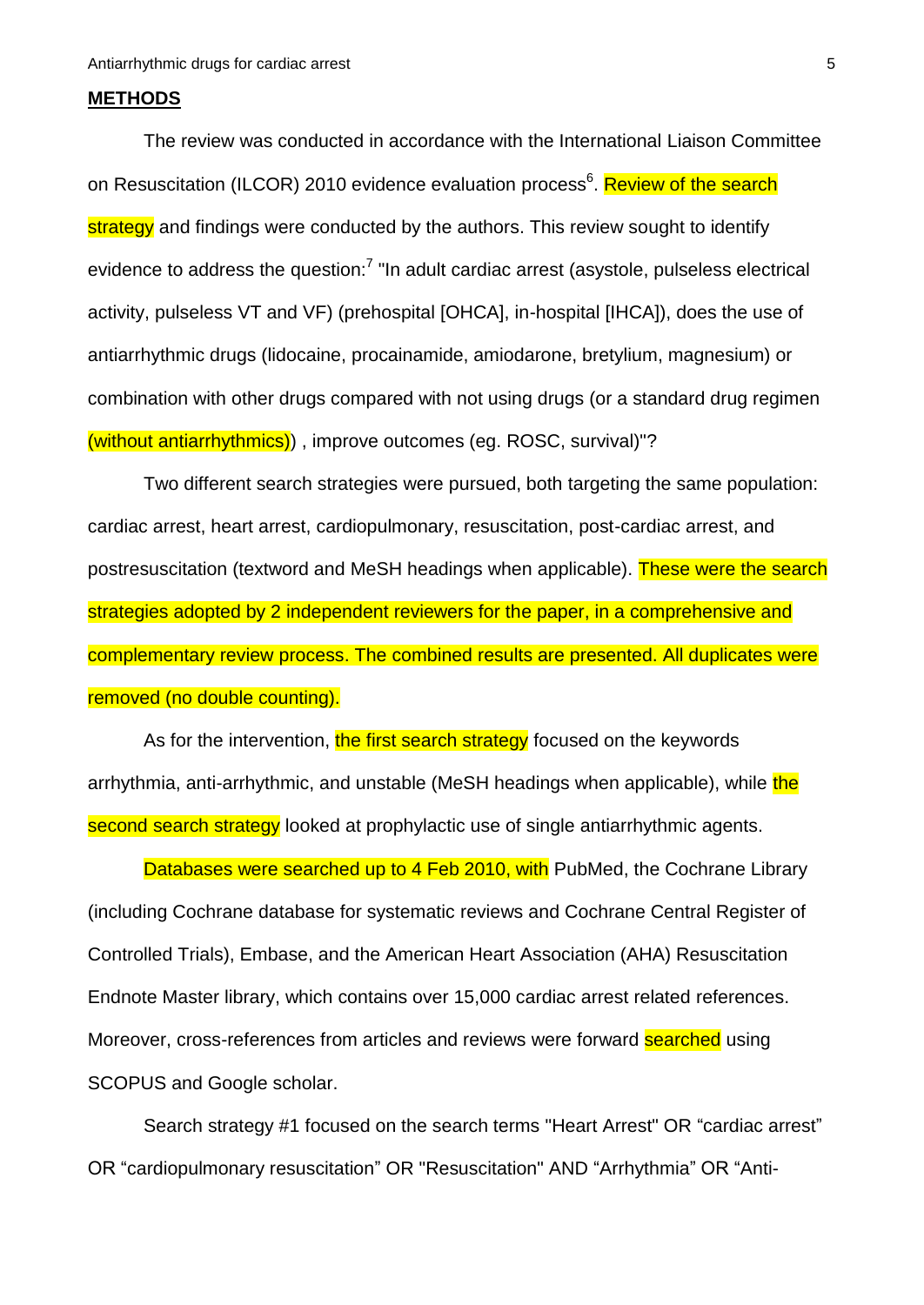## METHODS

The review was conducted in accordance with the International Liaison Committee on Resuscitation (ILCOR) 2010 evidence evaluation process[6]. Review of the search strategy and findings were conducted by the authors. This review sought to identify evidence to address the question:[7] "In adult cardiac arrest (asystole, pulseless electrical activity, pulseless VT and VF) (prehospital [OHCA], in-hospital [IHCA]), does the use of antiarrhythmic drugs (lidocaine, procainamide, amiodarone, bretylium, magnesium) or combination with other drugs compared with not using drugs (or a standard drug regimen (without antiarrhythmics)) , improve outcomes (eg. ROSC, survival)"?

Two different search strategies were pursued, both targeting the same population: cardiac arrest, heart arrest, cardiopulmonary, resuscitation, post-cardiac arrest, and postresuscitation (textword and MeSH headings when applicable). These were the search strategies adopted by 2 independent reviewers for the paper, in a comprehensive and complementary review process. The combined results are presented. All duplicates were removed (no double counting).

As for the intervention, the first search strategy focused on the keywords arrhythmia, anti-arrhythmic, and unstable (MeSH headings when applicable), while the second search strategy looked at prophylactic use of single antiarrhythmic agents.

Databases were searched up to 4 Feb 2010, with PubMed, the Cochrane Library (including Cochrane database for systematic reviews and Cochrane Central Register of Controlled Trials), Embase, and the American Heart Association (AHA) Resuscitation Endnote Master library, which contains over 15,000 cardiac arrest related references. Moreover, cross-references from articles and reviews were forward searched using SCOPUS and Google scholar.

Search strategy #1 focused on the search terms "Heart Arrest" OR "cardiac arrest" OR "cardiopulmonary resuscitation" OR "Resuscitation" AND "Arrhythmia" OR "Anti-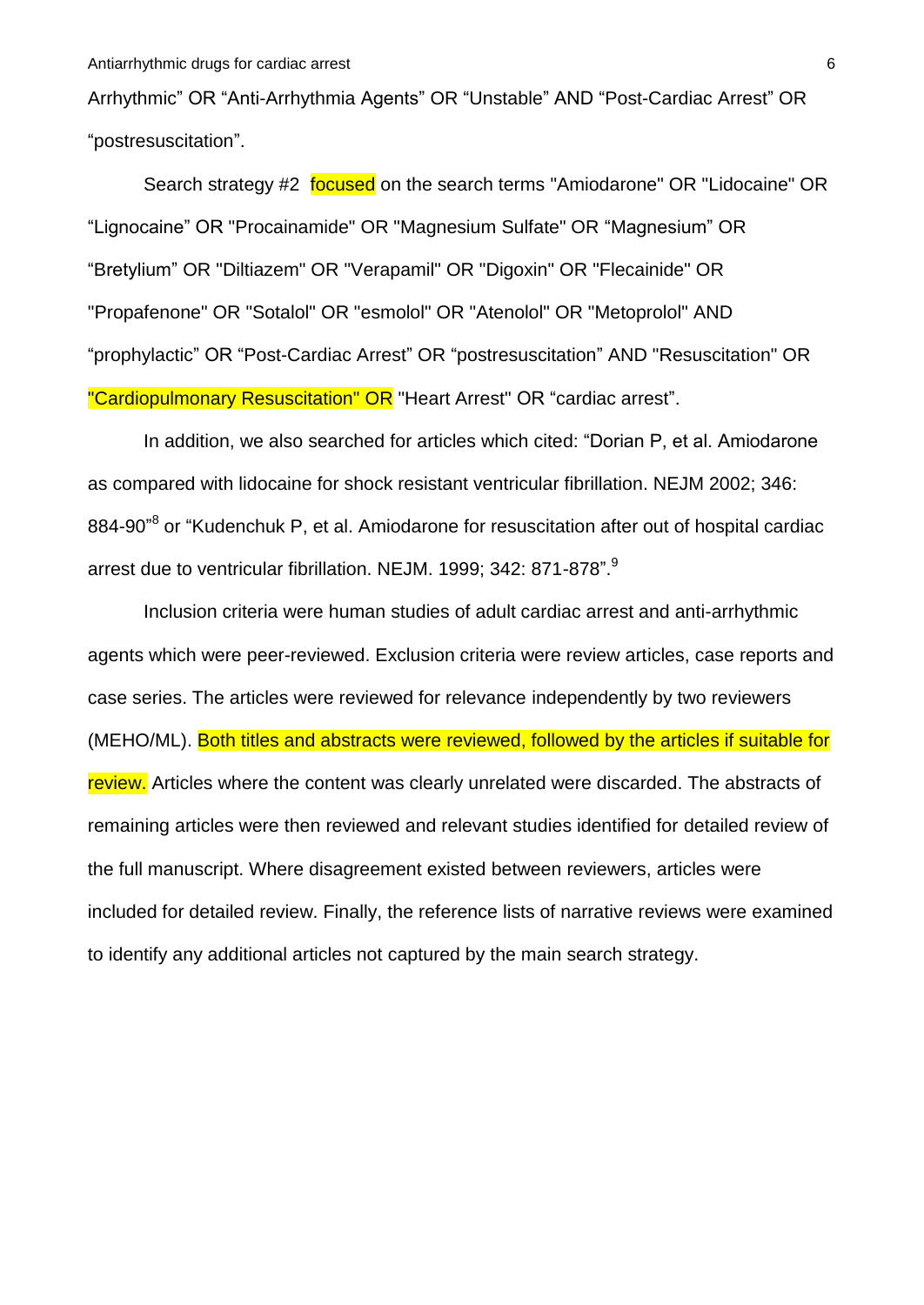Arrhythmic" OR "Anti-Arrhythmia Agents" OR "Unstable" AND "Post-Cardiac Arrest" OR "postresuscitation".

Search strategy #2 focused on the search terms "Amiodarone" OR "Lidocaine" OR "Lignocaine" OR "Procainamide" OR "Magnesium Sulfate" OR "Magnesium" OR "Bretylium" OR "Diltiazem" OR "Verapamil" OR "Digoxin" OR "Flecainide" OR "Propafenone" OR "Sotalol" OR "esmolol" OR "Atenolol" OR "Metoprolol" AND "prophylactic" OR "Post-Cardiac Arrest" OR "postresuscitation" AND "Resuscitation" OR "Cardiopulmonary Resuscitation" OR "Heart Arrest" OR "cardiac arrest".

In addition, we also searched for articles which cited: "Dorian P, et al. Amiodarone as compared with lidocaine for shock resistant ventricular fibrillation. NEJM 2002; 346: 884-90"[8] or "Kudenchuk P, et al. Amiodarone for resuscitation after out of hospital cardiac arrest due to ventricular fibrillation. NEJM. 1999; 342: 871-878".[9]

Inclusion criteria were human studies of adult cardiac arrest and anti-arrhythmic agents which were peer-reviewed. Exclusion criteria were review articles, case reports and case series. The articles were reviewed for relevance independently by two reviewers (MEHO/ML). Both titles and abstracts were reviewed, followed by the articles if suitable for review. Articles where the content was clearly unrelated were discarded. The abstracts of remaining articles were then reviewed and relevant studies identified for detailed review of the full manuscript. Where disagreement existed between reviewers, articles were included for detailed review. Finally, the reference lists of narrative reviews were examined to identify any additional articles not captured by the main search strategy.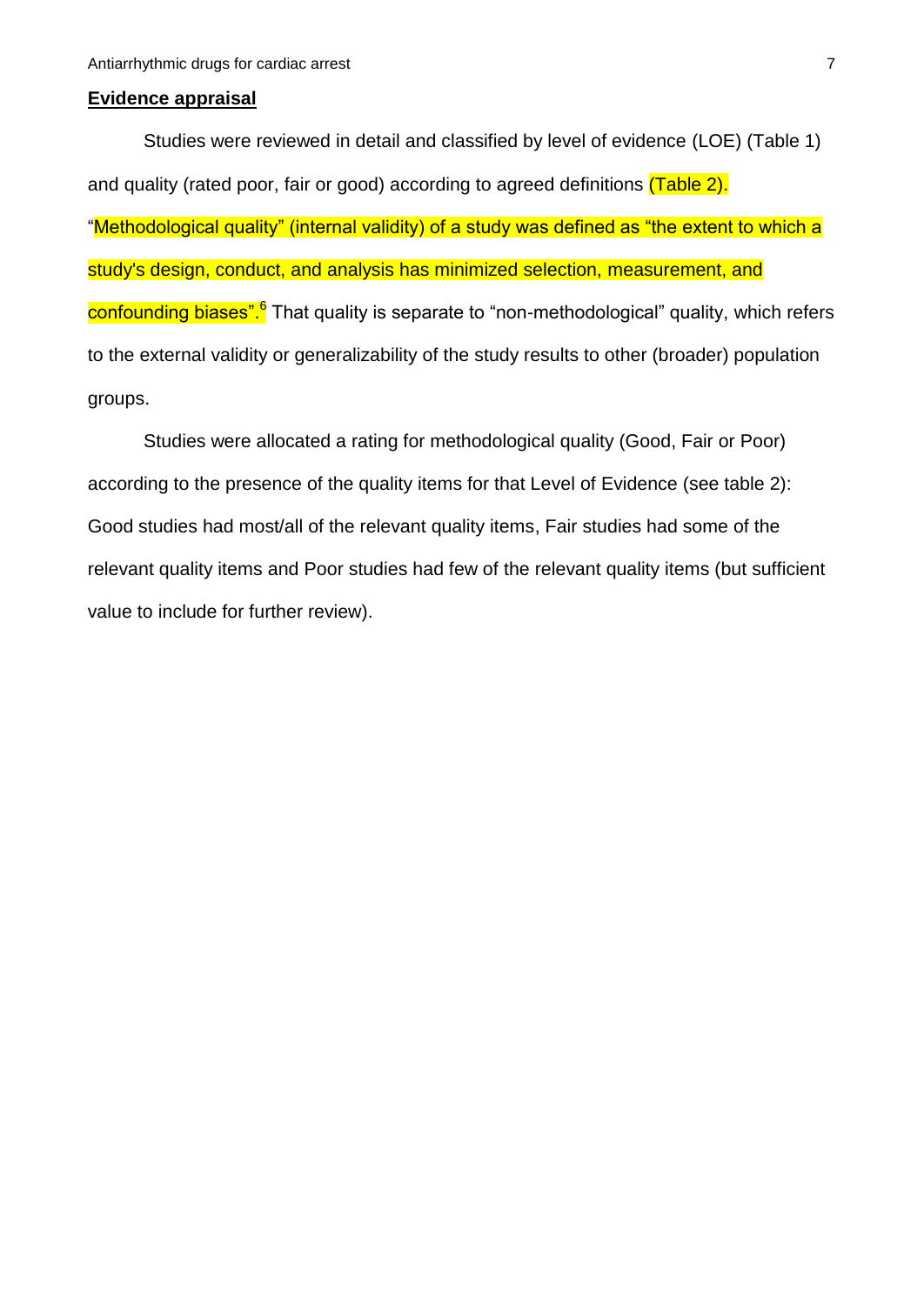## Evidence appraisal

Studies were reviewed in detail and classified by level of evidence (LOE) (Table 1) and quality (rated poor, fair or good) according to agreed definitions (Table 2). "Methodological quality" (internal validity) of a study was defined as "the extent to which a study's design, conduct, and analysis has minimized selection, measurement, and confounding biases".[6] That quality is separate to "non-methodological" quality, which refers to the external validity or generalizability of the study results to other (broader) population groups.

Studies were allocated a rating for methodological quality (Good, Fair or Poor) according to the presence of the quality items for that Level of Evidence (see table 2): Good studies had most/all of the relevant quality items, Fair studies had some of the relevant quality items and Poor studies had few of the relevant quality items (but sufficient value to include for further review).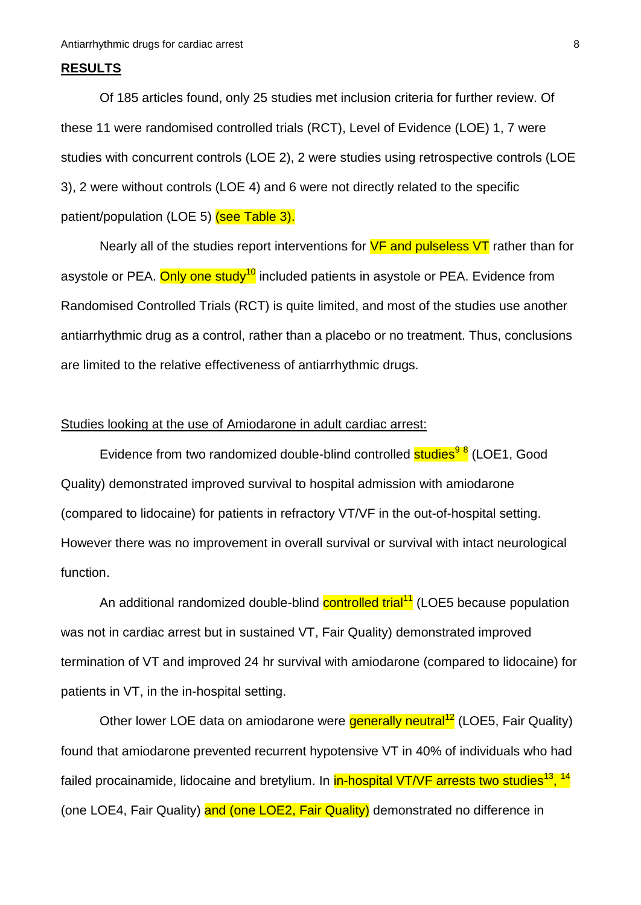## RESULTS

Of 185 articles found, only 25 studies met inclusion criteria for further review. Of these 11 were randomised controlled trials (RCT), Level of Evidence (LOE) 1, 7 were studies with concurrent controls (LOE 2), 2 were studies using retrospective controls (LOE 3), 2 were without controls (LOE 4) and 6 were not directly related to the specific patient/population (LOE 5) (see Table 3).

Nearly all of the studies report interventions for VF and pulseless VT rather than for asystole or PEA. Only one study[10] included patients in asystole or PEA. Evidence from Randomised Controlled Trials (RCT) is quite limited, and most of the studies use another antiarrhythmic drug as a control, rather than a placebo or no treatment. Thus, conclusions are limited to the relative effectiveness of antiarrhythmic drugs.

Studies looking at the use of Amiodarone in adult cardiac arrest:

Evidence from two randomized double-blind controlled studies[9,8] (LOE1, Good Quality) demonstrated improved survival to hospital admission with amiodarone (compared to lidocaine) for patients in refractory VT/VF in the out-of-hospital setting. However there was no improvement in overall survival or survival with intact neurological function.

An additional randomized double-blind controlled trial[11] (LOE5 because population was not in cardiac arrest but in sustained VT, Fair Quality) demonstrated improved termination of VT and improved 24 hr survival with amiodarone (compared to lidocaine) for patients in VT, in the in-hospital setting.

Other lower LOE data on amiodarone were generally neutral[12] (LOE5, Fair Quality) found that amiodarone prevented recurrent hypotensive VT in 40% of individuals who had failed procainamide, lidocaine and bretylium. In in-hospital VT/VF arrests two studies[13,14] (one LOE4, Fair Quality) and (one LOE2, Fair Quality) demonstrated no difference in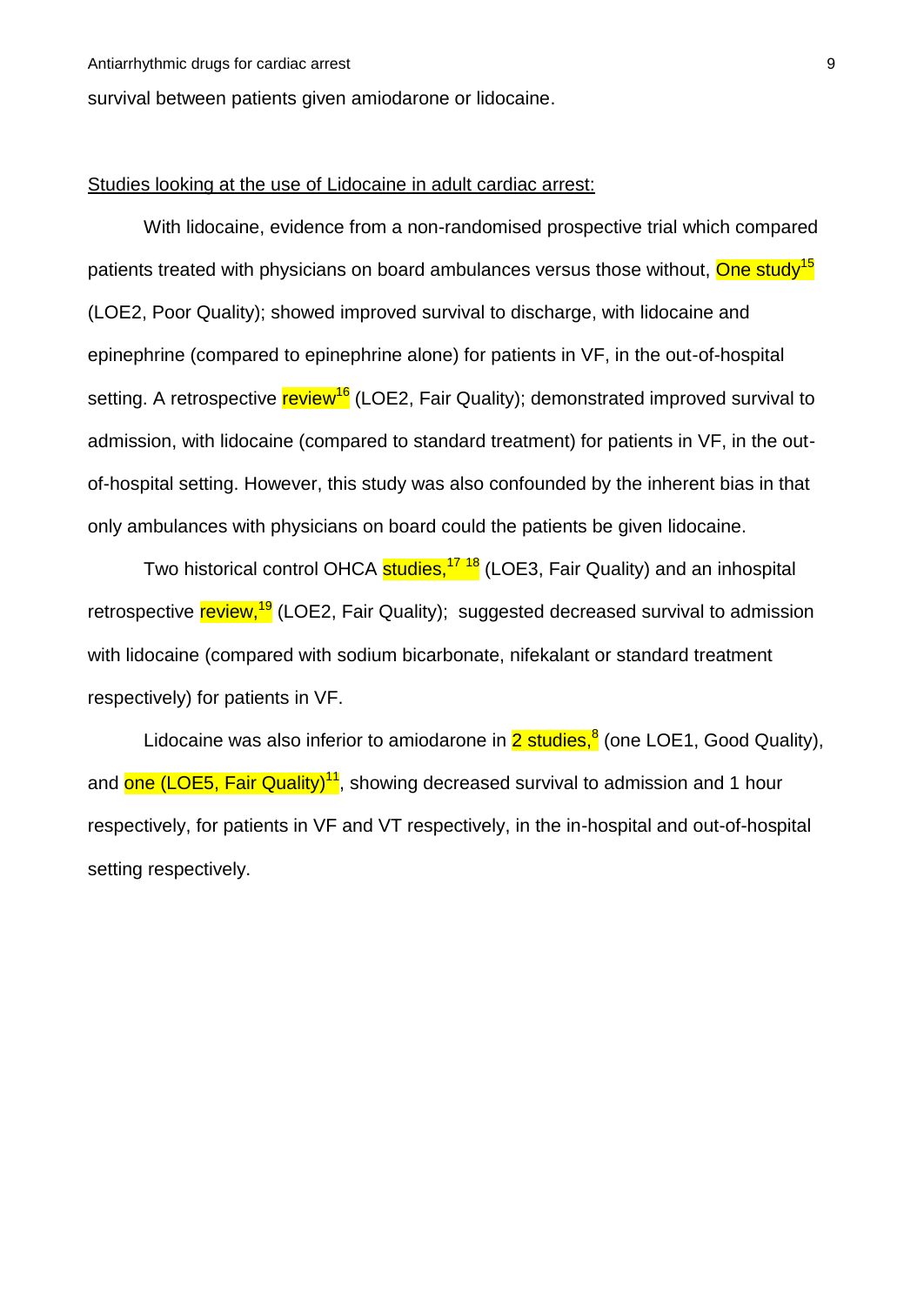survival between patients given amiodarone or lidocaine.

Studies looking at the use of Lidocaine in adult cardiac arrest:

With lidocaine, evidence from a non-randomised prospective trial which compared patients treated with physicians on board ambulances versus those without, One study[15] (LOE2, Poor Quality); showed improved survival to discharge, with lidocaine and epinephrine (compared to epinephrine alone) for patients in VF, in the out-of-hospital setting. A retrospective review[16] (LOE2, Fair Quality); demonstrated improved survival to admission, with lidocaine (compared to standard treatment) for patients in VF, in the out-of-hospital setting. However, this study was also confounded by the inherent bias in that only ambulances with physicians on board could the patients be given lidocaine.

Two historical control OHCA studies,[17 18] (LOE3, Fair Quality) and an inhospital retrospective review,[19] (LOE2, Fair Quality); suggested decreased survival to admission with lidocaine (compared with sodium bicarbonate, nifekalant or standard treatment respectively) for patients in VF.

Lidocaine was also inferior to amiodarone in 2 studies,[8] (one LOE1, Good Quality), and one (LOE5, Fair Quality)[11], showing decreased survival to admission and 1 hour respectively, for patients in VF and VT respectively, in the in-hospital and out-of-hospital setting respectively.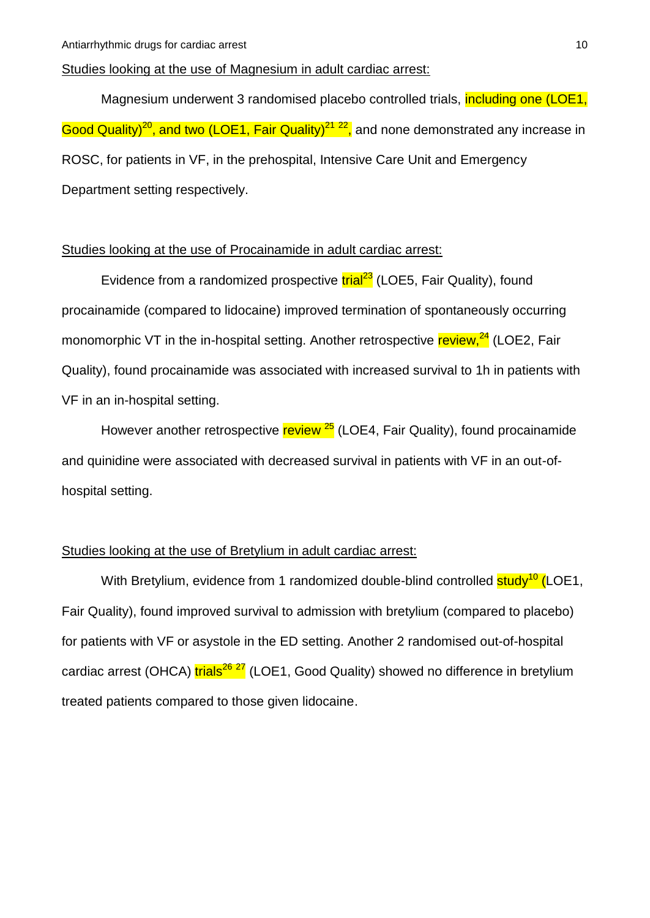Studies looking at the use of Magnesium in adult cardiac arrest:

Magnesium underwent 3 randomised placebo controlled trials, including one (LOE1, Good Quality)[20], and two (LOE1, Fair Quality)[21,22], and none demonstrated any increase in ROSC, for patients in VF, in the prehospital, Intensive Care Unit and Emergency Department setting respectively.

Studies looking at the use of Procainamide in adult cardiac arrest:

Evidence from a randomized prospective trial[23] (LOE5, Fair Quality), found procainamide (compared to lidocaine) improved termination of spontaneously occurring monomorphic VT in the in-hospital setting. Another retrospective review,[24] (LOE2, Fair Quality), found procainamide was associated with increased survival to 1h in patients with VF in an in-hospital setting.

However another retrospective review [25] (LOE4, Fair Quality), found procainamide and quinidine were associated with decreased survival in patients with VF in an out-of-hospital setting.

Studies looking at the use of Bretylium in adult cardiac arrest:

With Bretylium, evidence from 1 randomized double-blind controlled study[10] (LOE1, Fair Quality), found improved survival to admission with bretylium (compared to placebo) for patients with VF or asystole in the ED setting. Another 2 randomised out-of-hospital cardiac arrest (OHCA) trials[26,27] (LOE1, Good Quality) showed no difference in bretylium treated patients compared to those given lidocaine.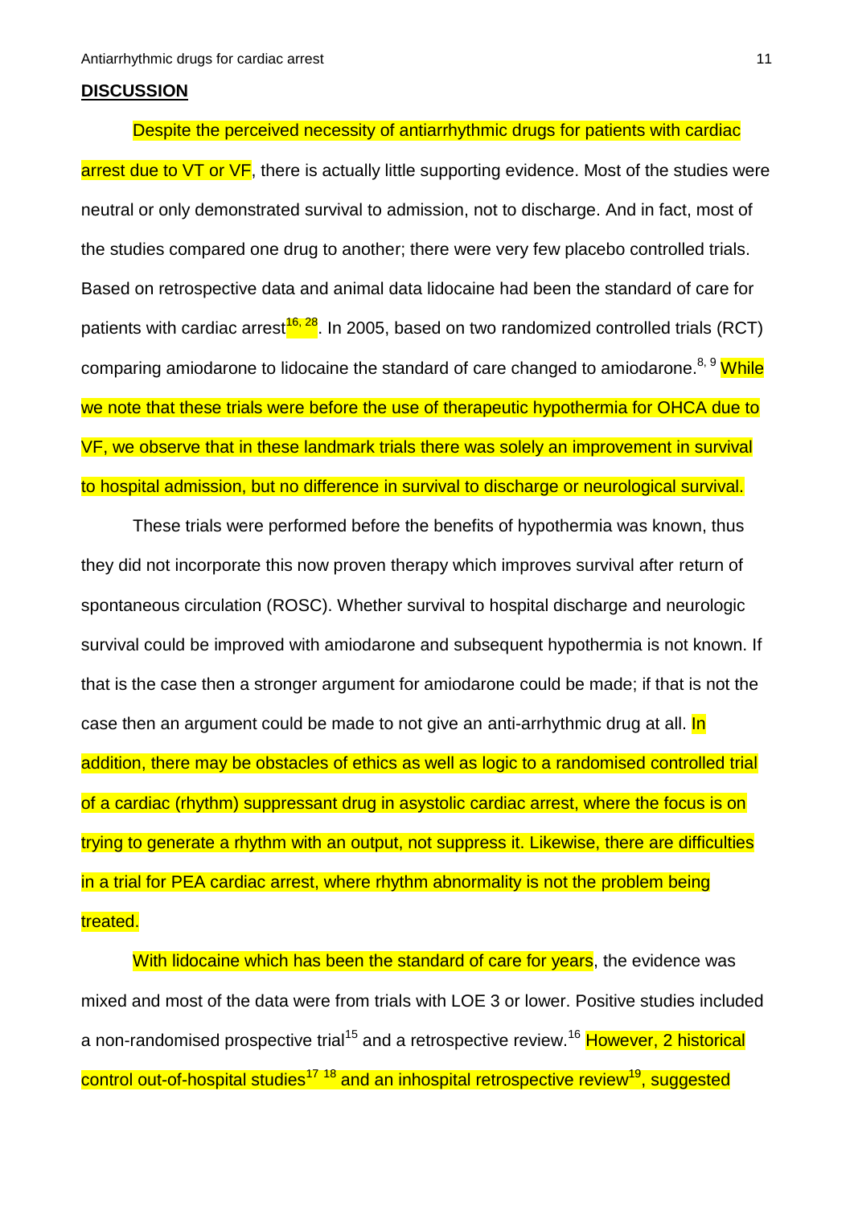## DISCUSSION

Despite the perceived necessity of antiarrhythmic drugs for patients with cardiac arrest due to VT or VF, there is actually little supporting evidence. Most of the studies were neutral or only demonstrated survival to admission, not to discharge. And in fact, most of the studies compared one drug to another; there were very few placebo controlled trials. Based on retrospective data and animal data lidocaine had been the standard of care for patients with cardiac arrest[16, 28]. In 2005, based on two randomized controlled trials (RCT) comparing amiodarone to lidocaine the standard of care changed to amiodarone.[8, 9] While we note that these trials were before the use of therapeutic hypothermia for OHCA due to VF, we observe that in these landmark trials there was solely an improvement in survival to hospital admission, but no difference in survival to discharge or neurological survival.

These trials were performed before the benefits of hypothermia was known, thus they did not incorporate this now proven therapy which improves survival after return of spontaneous circulation (ROSC). Whether survival to hospital discharge and neurologic survival could be improved with amiodarone and subsequent hypothermia is not known. If that is the case then a stronger argument for amiodarone could be made; if that is not the case then an argument could be made to not give an anti-arrhythmic drug at all. In addition, there may be obstacles of ethics as well as logic to a randomised controlled trial of a cardiac (rhythm) suppressant drug in asystolic cardiac arrest, where the focus is on trying to generate a rhythm with an output, not suppress it. Likewise, there are difficulties in a trial for PEA cardiac arrest, where rhythm abnormality is not the problem being treated.

With lidocaine which has been the standard of care for years, the evidence was mixed and most of the data were from trials with LOE 3 or lower. Positive studies included a non-randomised prospective trial[15] and a retrospective review.[16] However, 2 historical control out-of-hospital studies[17] [18] and an inhospital retrospective review[19], suggested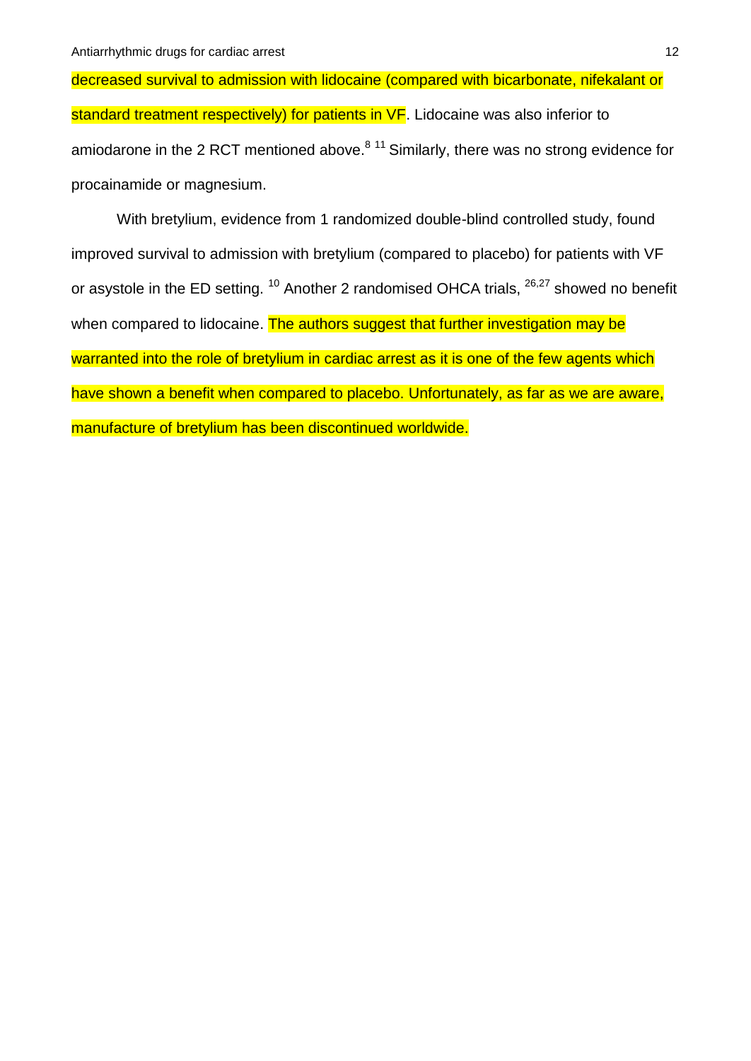decreased survival to admission with lidocaine (compared with bicarbonate, nifekalant or standard treatment respectively) for patients in VF. Lidocaine was also inferior to amiodarone in the 2 RCT mentioned above.[8 11] Similarly, there was no strong evidence for procainamide or magnesium.

With bretylium, evidence from 1 randomized double-blind controlled study, found improved survival to admission with bretylium (compared to placebo) for patients with VF or asystole in the ED setting. [10] Another 2 randomised OHCA trials, [26,27] showed no benefit when compared to lidocaine. The authors suggest that further investigation may be warranted into the role of bretylium in cardiac arrest as it is one of the few agents which have shown a benefit when compared to placebo. Unfortunately, as far as we are aware, manufacture of bretylium has been discontinued worldwide.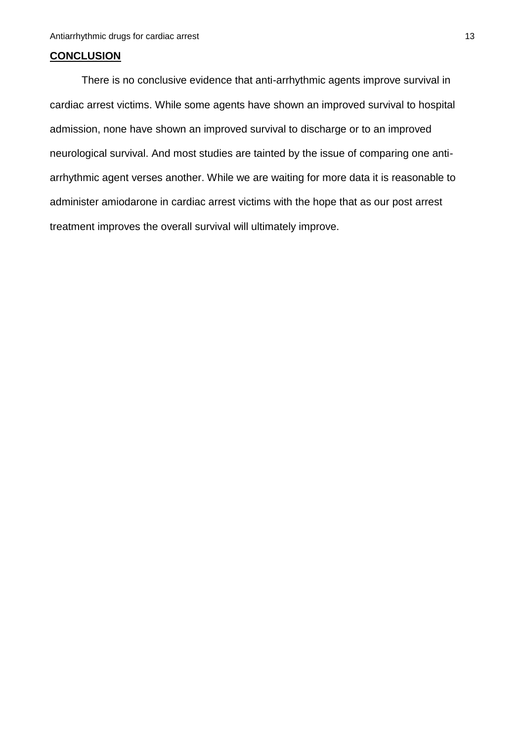## CONCLUSION

There is no conclusive evidence that anti-arrhythmic agents improve survival in cardiac arrest victims. While some agents have shown an improved survival to hospital admission, none have shown an improved survival to discharge or to an improved neurological survival. And most studies are tainted by the issue of comparing one anti-arrhythmic agent verses another. While we are waiting for more data it is reasonable to administer amiodarone in cardiac arrest victims with the hope that as our post arrest treatment improves the overall survival will ultimately improve.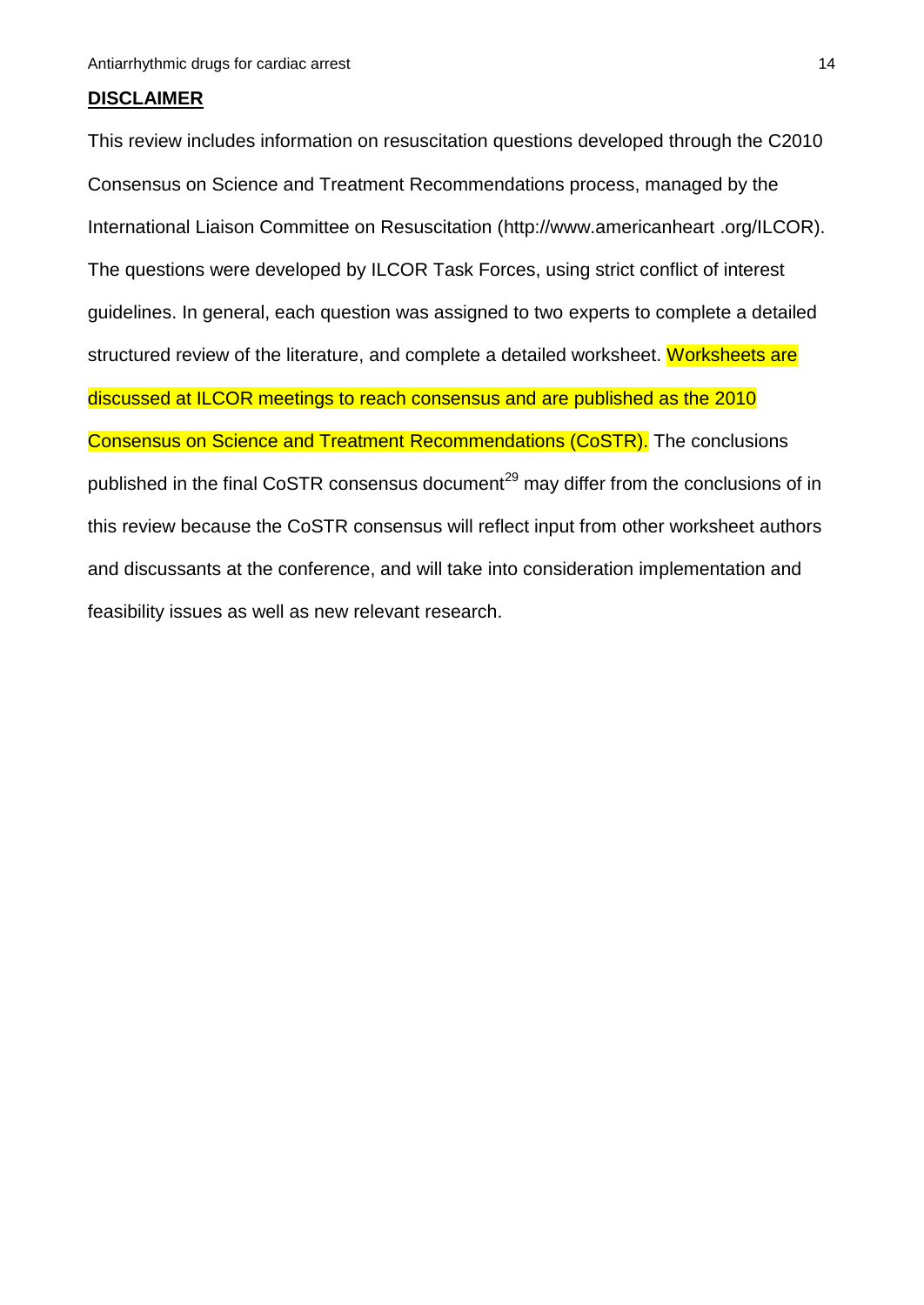## DISCLAIMER

This review includes information on resuscitation questions developed through the C2010 Consensus on Science and Treatment Recommendations process, managed by the International Liaison Committee on Resuscitation (http://www.americanheart .org/ILCOR). The questions were developed by ILCOR Task Forces, using strict conflict of interest guidelines. In general, each question was assigned to two experts to complete a detailed structured review of the literature, and complete a detailed worksheet. Worksheets are discussed at ILCOR meetings to reach consensus and are published as the 2010 Consensus on Science and Treatment Recommendations (CoSTR). The conclusions published in the final CoSTR consensus document[29] may differ from the conclusions of in this review because the CoSTR consensus will reflect input from other worksheet authors and discussants at the conference, and will take into consideration implementation and feasibility issues as well as new relevant research.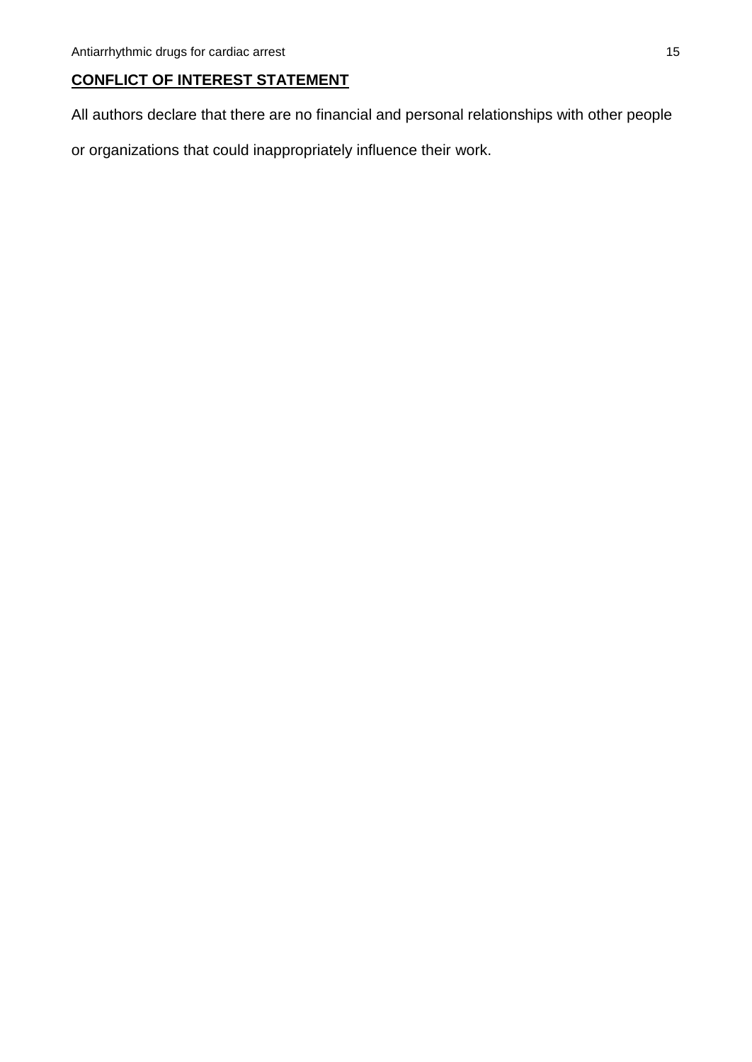## **CONFLICT OF INTEREST STATEMENT**

All authors declare that there are no financial and personal relationships with other people or organizations that could inappropriately influence their work.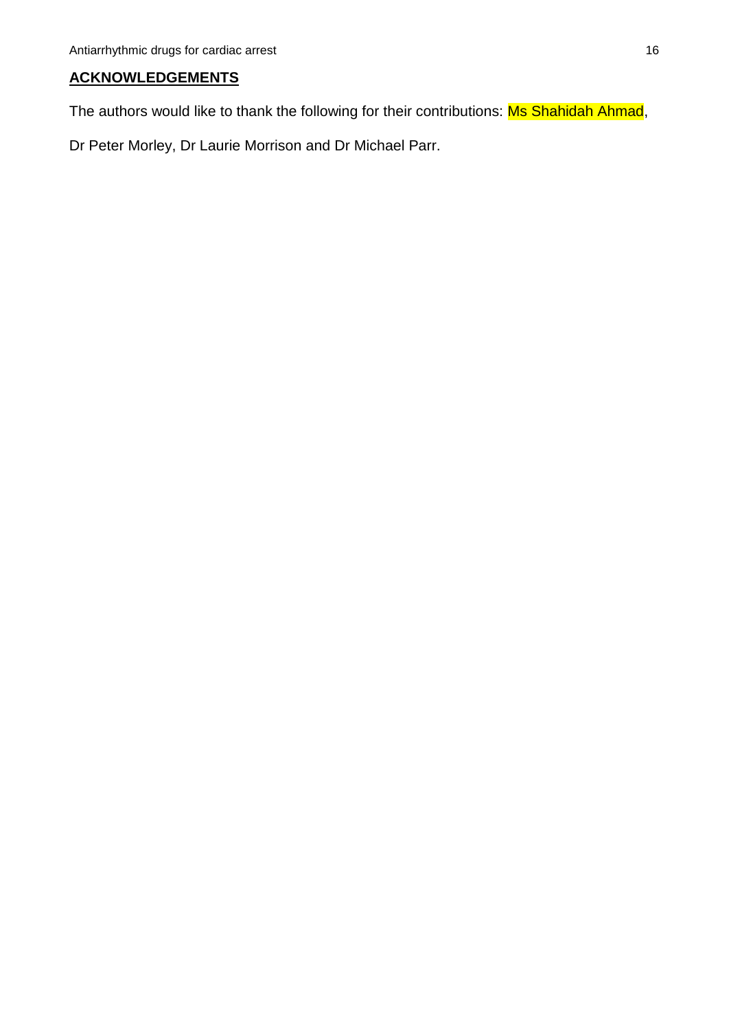## **ACKNOWLEDGEMENTS**

The authors would like to thank the following for their contributions: Ms Shahidah Ahmad, Dr Peter Morley, Dr Laurie Morrison and Dr Michael Parr.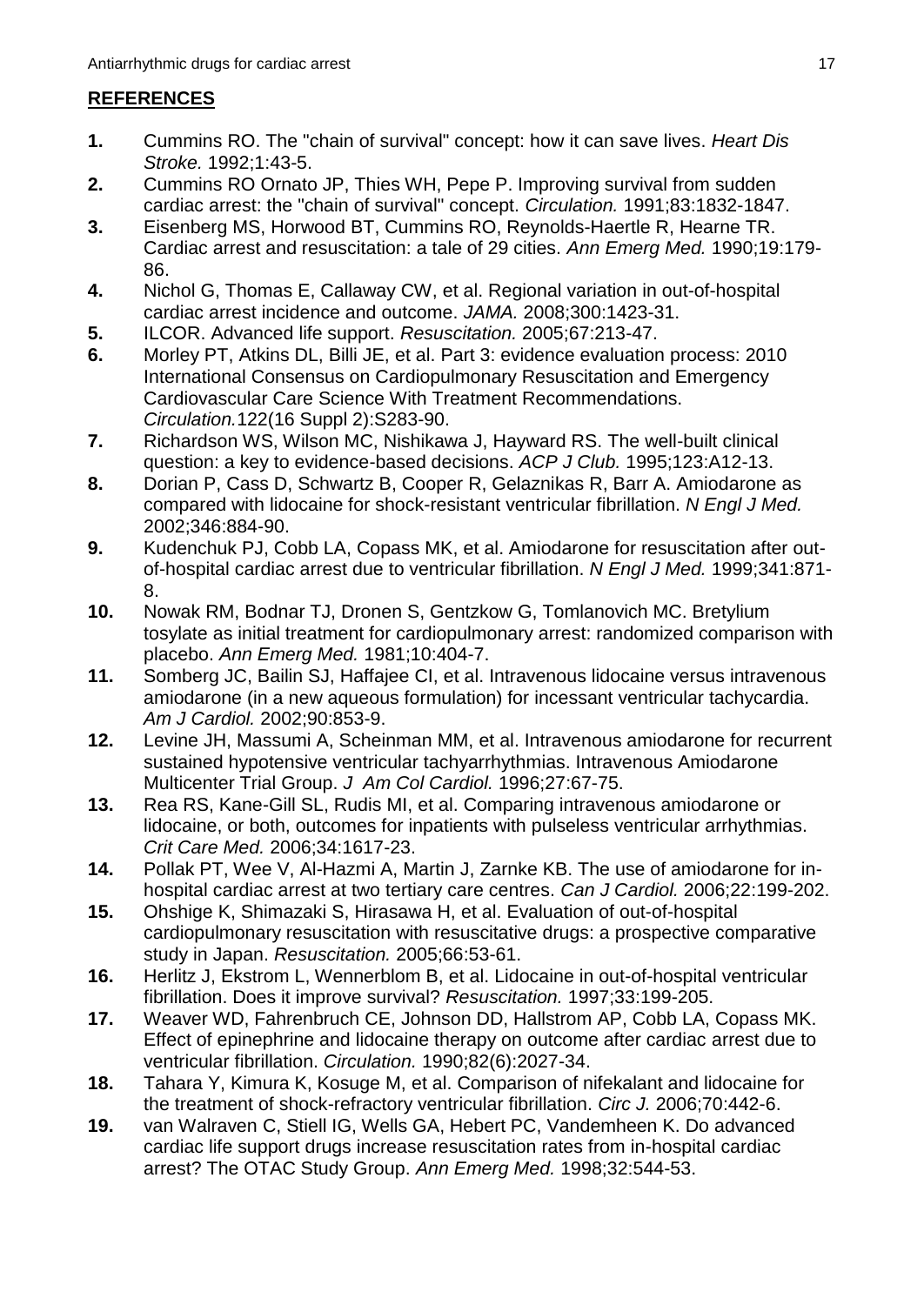## REFERENCES

1. Cummins RO. The "chain of survival" concept: how it can save lives. *Heart Dis Stroke.* 1992;1:43-5.
2. Cummins RO Ornato JP, Thies WH, Pepe P. Improving survival from sudden cardiac arrest: the "chain of survival" concept. *Circulation.* 1991;83:1832-1847.
3. Eisenberg MS, Horwood BT, Cummins RO, Reynolds-Haertle R, Hearne TR. Cardiac arrest and resuscitation: a tale of 29 cities. *Ann Emerg Med.* 1990;19:179-86.
4. Nichol G, Thomas E, Callaway CW, et al. Regional variation in out-of-hospital cardiac arrest incidence and outcome. *JAMA.* 2008;300:1423-31.
5. ILCOR. Advanced life support. *Resuscitation.* 2005;67:213-47.
6. Morley PT, Atkins DL, Billi JE, et al. Part 3: evidence evaluation process: 2010 International Consensus on Cardiopulmonary Resuscitation and Emergency Cardiovascular Care Science With Treatment Recommendations. *Circulation.*122(16 Suppl 2):S283-90.
7. Richardson WS, Wilson MC, Nishikawa J, Hayward RS. The well-built clinical question: a key to evidence-based decisions. *ACP J Club.* 1995;123:A12-13.
8. Dorian P, Cass D, Schwartz B, Cooper R, Gelaznikas R, Barr A. Amiodarone as compared with lidocaine for shock-resistant ventricular fibrillation. *N Engl J Med.* 2002;346:884-90.
9. Kudenchuk PJ, Cobb LA, Copass MK, et al. Amiodarone for resuscitation after out-of-hospital cardiac arrest due to ventricular fibrillation. *N Engl J Med.* 1999;341:871-8.
10. Nowak RM, Bodnar TJ, Dronen S, Gentzkow G, Tomlanovich MC. Bretylium tosylate as initial treatment for cardiopulmonary arrest: randomized comparison with placebo. *Ann Emerg Med.* 1981;10:404-7.
11. Somberg JC, Bailin SJ, Haffajee CI, et al. Intravenous lidocaine versus intravenous amiodarone (in a new aqueous formulation) for incessant ventricular tachycardia. *Am J Cardiol.* 2002;90:853-9.
12. Levine JH, Massumi A, Scheinman MM, et al. Intravenous amiodarone for recurrent sustained hypotensive ventricular tachyarrhythmias. Intravenous Amiodarone Multicenter Trial Group. *J Am Col Cardiol.* 1996;27:67-75.
13. Rea RS, Kane-Gill SL, Rudis MI, et al. Comparing intravenous amiodarone or lidocaine, or both, outcomes for inpatients with pulseless ventricular arrhythmias. *Crit Care Med.* 2006;34:1617-23.
14. Pollak PT, Wee V, Al-Hazmi A, Martin J, Zarnke KB. The use of amiodarone for in-hospital cardiac arrest at two tertiary care centres. *Can J Cardiol.* 2006;22:199-202.
15. Ohshige K, Shimazaki S, Hirasawa H, et al. Evaluation of out-of-hospital cardiopulmonary resuscitation with resuscitative drugs: a prospective comparative study in Japan. *Resuscitation.* 2005;66:53-61.
16. Herlitz J, Ekstrom L, Wennerblom B, et al. Lidocaine in out-of-hospital ventricular fibrillation. Does it improve survival? *Resuscitation.* 1997;33:199-205.
17. Weaver WD, Fahrenbruch CE, Johnson DD, Hallstrom AP, Cobb LA, Copass MK. Effect of epinephrine and lidocaine therapy on outcome after cardiac arrest due to ventricular fibrillation. *Circulation.* 1990;82(6):2027-34.
18. Tahara Y, Kimura K, Kosuge M, et al. Comparison of nifekalant and lidocaine for the treatment of shock-refractory ventricular fibrillation. *Circ J.* 2006;70:442-6.
19. van Walraven C, Stiell IG, Wells GA, Hebert PC, Vandemheen K. Do advanced cardiac life support drugs increase resuscitation rates from in-hospital cardiac arrest? The OTAC Study Group. *Ann Emerg Med.* 1998;32:544-53.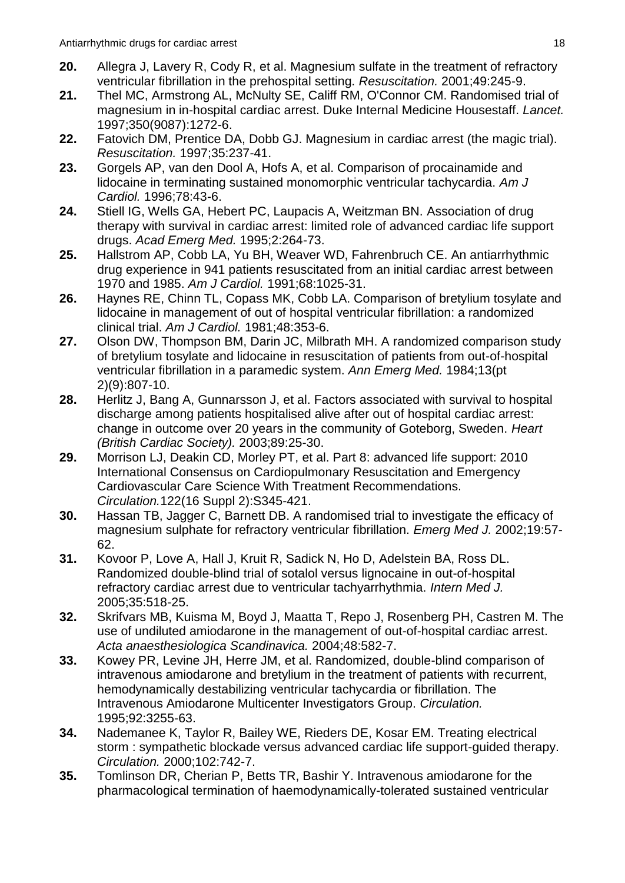**20.** Allegra J, Lavery R, Cody R, et al. Magnesium sulfate in the treatment of refractory ventricular fibrillation in the prehospital setting. *Resuscitation.* 2001;49:245-9.

**21.** Thel MC, Armstrong AL, McNulty SE, Califf RM, O'Connor CM. Randomised trial of magnesium in in-hospital cardiac arrest. Duke Internal Medicine Housestaff. *Lancet.* 1997;350(9087):1272-6.

**22.** Fatovich DM, Prentice DA, Dobb GJ. Magnesium in cardiac arrest (the magic trial). *Resuscitation.* 1997;35:237-41.

**23.** Gorgels AP, van den Dool A, Hofs A, et al. Comparison of procainamide and lidocaine in terminating sustained monomorphic ventricular tachycardia. *Am J Cardiol.* 1996;78:43-6.

**24.** Stiell IG, Wells GA, Hebert PC, Laupacis A, Weitzman BN. Association of drug therapy with survival in cardiac arrest: limited role of advanced cardiac life support drugs. *Acad Emerg Med.* 1995;2:264-73.

**25.** Hallstrom AP, Cobb LA, Yu BH, Weaver WD, Fahrenbruch CE. An antiarrhythmic drug experience in 941 patients resuscitated from an initial cardiac arrest between 1970 and 1985. *Am J Cardiol.* 1991;68:1025-31.

**26.** Haynes RE, Chinn TL, Copass MK, Cobb LA. Comparison of bretylium tosylate and lidocaine in management of out of hospital ventricular fibrillation: a randomized clinical trial. *Am J Cardiol.* 1981;48:353-6.

**27.** Olson DW, Thompson BM, Darin JC, Milbrath MH. A randomized comparison study of bretylium tosylate and lidocaine in resuscitation of patients from out-of-hospital ventricular fibrillation in a paramedic system. *Ann Emerg Med.* 1984;13(pt 2)(9):807-10.

**28.** Herlitz J, Bang A, Gunnarsson J, et al. Factors associated with survival to hospital discharge among patients hospitalised alive after out of hospital cardiac arrest: change in outcome over 20 years in the community of Goteborg, Sweden. *Heart (British Cardiac Society).* 2003;89:25-30.

**29.** Morrison LJ, Deakin CD, Morley PT, et al. Part 8: advanced life support: 2010 International Consensus on Cardiopulmonary Resuscitation and Emergency Cardiovascular Care Science With Treatment Recommendations. *Circulation.*122(16 Suppl 2):S345-421.

**30.** Hassan TB, Jagger C, Barnett DB. A randomised trial to investigate the efficacy of magnesium sulphate for refractory ventricular fibrillation. *Emerg Med J.* 2002;19:57-62.

**31.** Kovoor P, Love A, Hall J, Kruit R, Sadick N, Ho D, Adelstein BA, Ross DL. Randomized double-blind trial of sotalol versus lignocaine in out-of-hospital refractory cardiac arrest due to ventricular tachyarrhythmia. *Intern Med J.* 2005;35:518-25.

**32.** Skrifvars MB, Kuisma M, Boyd J, Maatta T, Repo J, Rosenberg PH, Castren M. The use of undiluted amiodarone in the management of out-of-hospital cardiac arrest. *Acta anaesthesiologica Scandinavica.* 2004;48:582-7.

**33.** Kowey PR, Levine JH, Herre JM, et al. Randomized, double-blind comparison of intravenous amiodarone and bretylium in the treatment of patients with recurrent, hemodynamically destabilizing ventricular tachycardia or fibrillation. The Intravenous Amiodarone Multicenter Investigators Group. *Circulation.* 1995;92:3255-63.

**34.** Nademanee K, Taylor R, Bailey WE, Rieders DE, Kosar EM. Treating electrical storm : sympathetic blockade versus advanced cardiac life support-guided therapy. *Circulation.* 2000;102:742-7.

**35.** Tomlinson DR, Cherian P, Betts TR, Bashir Y. Intravenous amiodarone for the pharmacological termination of haemodynamically-tolerated sustained ventricular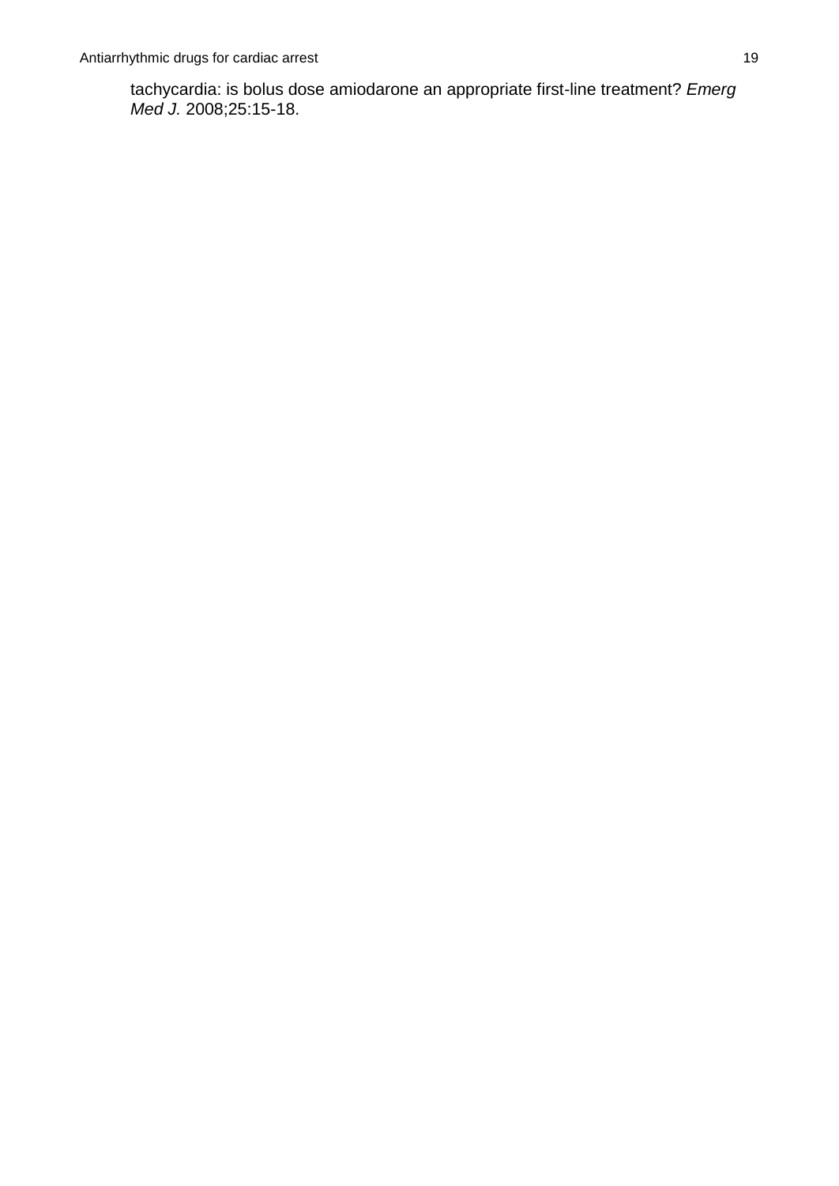tachycardia: is bolus dose amiodarone an appropriate first-line treatment? *Emerg Med J.* 2008;25:15-18.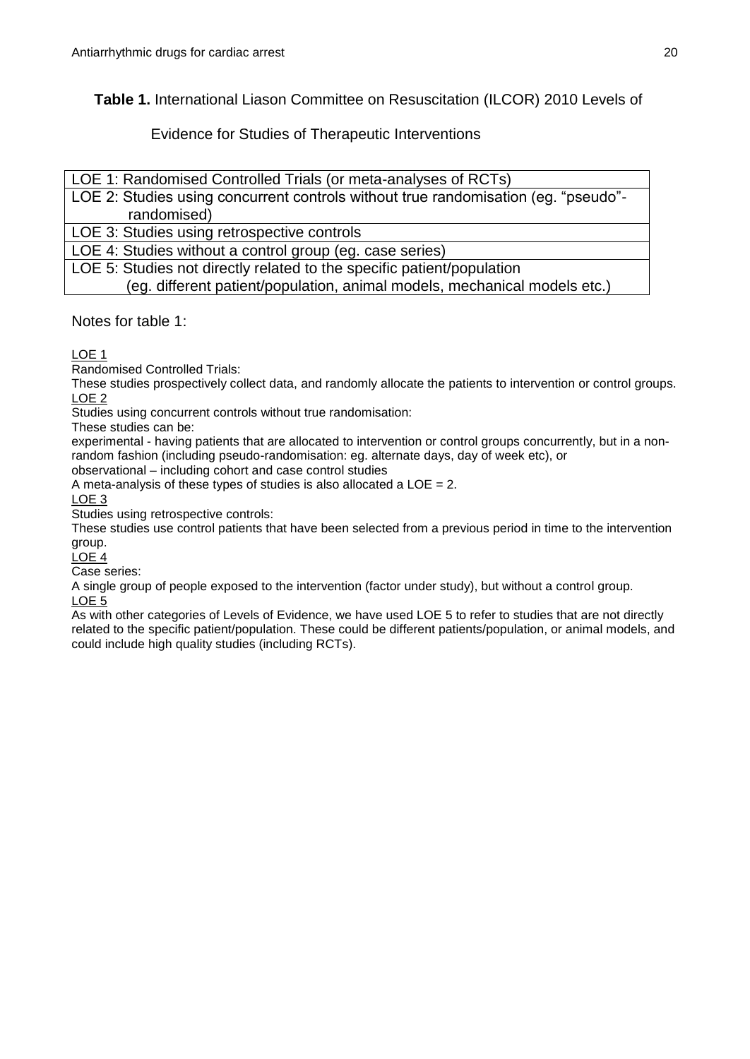**Table 1.** International Liason Committee on Resuscitation (ILCOR) 2010 Levels of Evidence for Studies of Therapeutic Interventions

| LOE 1: Randomised Controlled Trials (or meta-analyses of RCTs) |
|---|
| LOE 2: Studies using concurrent controls without true randomisation (eg. "pseudo"-randomised) |
| LOE 3: Studies using retrospective controls |
| LOE 4: Studies without a control group (eg. case series) |
| LOE 5: Studies not directly related to the specific patient/population (eg. different patient/population, animal models, mechanical models etc.) |

Notes for table 1:

<u>LOE 1</u>

Randomised Controlled Trials:

These studies prospectively collect data, and randomly allocate the patients to intervention or control groups.

<u>LOE 2</u>

Studies using concurrent controls without true randomisation:

These studies can be:

experimental - having patients that are allocated to intervention or control groups concurrently, but in a non-random fashion (including pseudo-randomisation: eg. alternate days, day of week etc), or

observational – including cohort and case control studies

A meta-analysis of these types of studies is also allocated a LOE = 2.

<u>LOE 3</u>

Studies using retrospective controls:

These studies use control patients that have been selected from a previous period in time to the intervention group.

<u>LOE 4</u>

Case series:

A single group of people exposed to the intervention (factor under study), but without a control group.

<u>LOE 5</u>

As with other categories of Levels of Evidence, we have used LOE 5 to refer to studies that are not directly related to the specific patient/population. These could be different patients/population, or animal models, and could include high quality studies (including RCTs).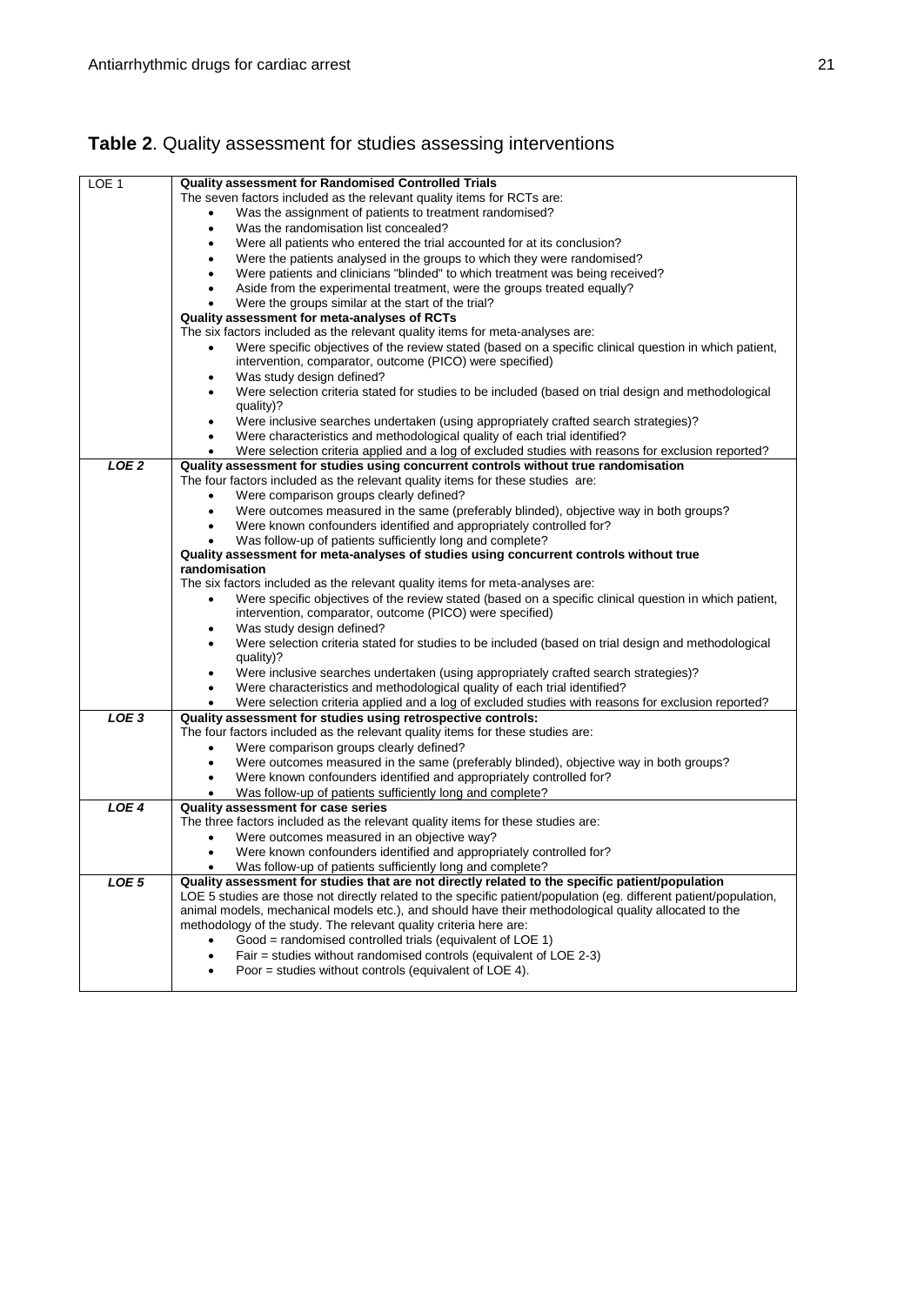**Table 2**. Quality assessment for studies assessing interventions

| LOE | Quality assessment |
|---|---|
| LOE 1 | **Quality assessment for Randomised Controlled Trials**<br>The seven factors included as the relevant quality items for RCTs are:<br>• Was the assignment of patients to treatment randomised?<br>• Was the randomisation list concealed?<br>• Were all patients who entered the trial accounted for at its conclusion?<br>• Were the patients analysed in the groups to which they were randomised?<br>• Were patients and clinicians "blinded" to which treatment was being received?<br>• Aside from the experimental treatment, were the groups treated equally?<br>• Were the groups similar at the start of the trial?<br>**Quality assessment for meta-analyses of RCTs**<br>The six factors included as the relevant quality items for meta-analyses are:<br>• Were specific objectives of the review stated (based on a specific clinical question in which patient, intervention, comparator, outcome (PICO) were specified)<br>• Was study design defined?<br>• Were selection criteria stated for studies to be included (based on trial design and methodological quality)?<br>• Were inclusive searches undertaken (using appropriately crafted search strategies)?<br>• Were characteristics and methodological quality of each trial identified?<br>• Were selection criteria applied and a log of excluded studies with reasons for exclusion reported? |
| ***LOE 2*** | **Quality assessment for studies using concurrent controls without true randomisation**<br>The four factors included as the relevant quality items for these studies are:<br>• Were comparison groups clearly defined?<br>• Were outcomes measured in the same (preferably blinded), objective way in both groups?<br>• Were known confounders identified and appropriately controlled for?<br>• Was follow-up of patients sufficiently long and complete?<br>**Quality assessment for meta-analyses of studies using concurrent controls without true randomisation**<br>The six factors included as the relevant quality items for meta-analyses are:<br>• Were specific objectives of the review stated (based on a specific clinical question in which patient, intervention, comparator, outcome (PICO) were specified)<br>• Was study design defined?<br>• Were selection criteria stated for studies to be included (based on trial design and methodological quality)?<br>• Were inclusive searches undertaken (using appropriately crafted search strategies)?<br>• Were characteristics and methodological quality of each trial identified?<br>• Were selection criteria applied and a log of excluded studies with reasons for exclusion reported? |
| ***LOE 3*** | **Quality assessment for studies using retrospective controls:**<br>The four factors included as the relevant quality items for these studies are:<br>• Were comparison groups clearly defined?<br>• Were outcomes measured in the same (preferably blinded), objective way in both groups?<br>• Were known confounders identified and appropriately controlled for?<br>• Was follow-up of patients sufficiently long and complete? |
| ***LOE 4*** | **Quality assessment for case series**<br>The three factors included as the relevant quality items for these studies are:<br>• Were outcomes measured in an objective way?<br>• Were known confounders identified and appropriately controlled for?<br>• Was follow-up of patients sufficiently long and complete? |
| ***LOE 5*** | **Quality assessment for studies that are not directly related to the specific patient/population**<br>LOE 5 studies are those not directly related to the specific patient/population (eg. different patient/population, animal models, mechanical models etc.), and should have their methodological quality allocated to the methodology of the study. The relevant quality criteria here are:<br>• Good = randomised controlled trials (equivalent of LOE 1)<br>• Fair = studies without randomised controls (equivalent of LOE 2-3)<br>• Poor = studies without controls (equivalent of LOE 4). |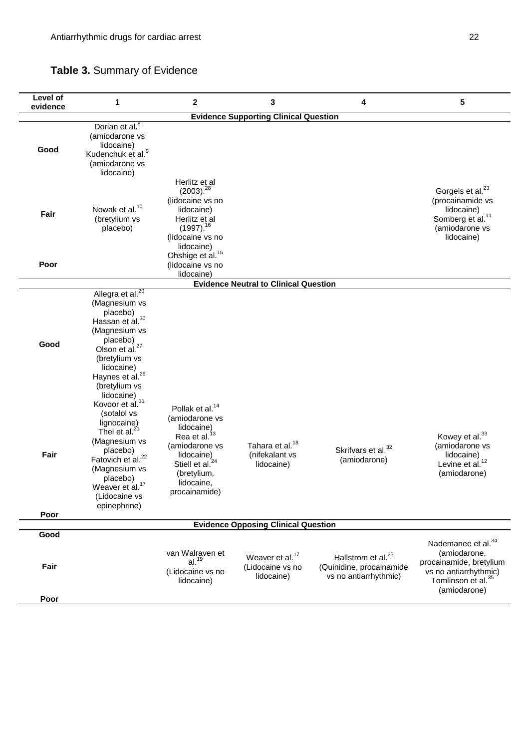**Table 3.** Summary of Evidence

| Level of evidence | 1 | 2 | 3 | 4 | 5 |
|---|---|---|---|---|---|
| **Evidence Supporting Clinical Question** | | | | | |
| **Good** | Dorian et al.[8] (amiodarone vs lidocaine) Kudenchuk et al.[9] (amiodarone vs lidocaine) | | | | |
| **Fair** | Nowak et al.[10] (bretylium vs placebo) | Herlitz et al (2003).[28] (lidocaine vs no lidocaine) Herlitz et al (1997).[16] (lidocaine vs no lidocaine) | | | Gorgels et al.[23] (procainamide vs lidocaine) Somberg et al.[11] (amiodarone vs lidocaine) |
| **Poor** | | Ohshige et al.[15] (lidocaine vs no lidocaine) | | | |
| **Evidence Neutral to Clinical Question** | | | | | |
| **Good** | Allegra et al.[20] (Magnesium vs placebo) Hassan et al.[30] (Magnesium vs placebo) Olson et al.[27] (bretylium vs lidocaine) Haynes et al.[26] (bretylium vs lidocaine) | | | | |
| **Fair** | Kovoor et al.[31] (sotalol vs lignocaine) Thel et al.[21] (Magnesium vs placebo) Fatovich et al.[22] (Magnesium vs placebo) Weaver et al.[17] (Lidocaine vs epinephrine) | Pollak et al.[14] (amiodarone vs lidocaine) Rea et al.[13] (amiodarone vs lidocaine) Stiell et al.[24] (bretylium, lidocaine, procainamide) | Tahara et al.[18] (nifekalant vs lidocaine) | Skrifvars et al.[32] (amiodarone) | Kowey et al.[33] (amiodarone vs lidocaine) Levine et al.[12] (amiodarone) |
| **Poor** | | | | | |
| **Evidence Opposing Clinical Question** | | | | | |
| **Good** | | | | | |
| **Fair** | | van Walraven et al.[19] (Lidocaine vs no lidocaine) | Weaver et al.[17] (Lidocaine vs no lidocaine) | Hallstrom et al.[25] (Quinidine, procainamide vs no antiarrhythmic) | Nademanee et al.[34] (amiodarone, procainamide, bretylium vs no antiarrhythmic) Tomlinson et al.[35] (amiodarone) |
| **Poor** | | | | | |